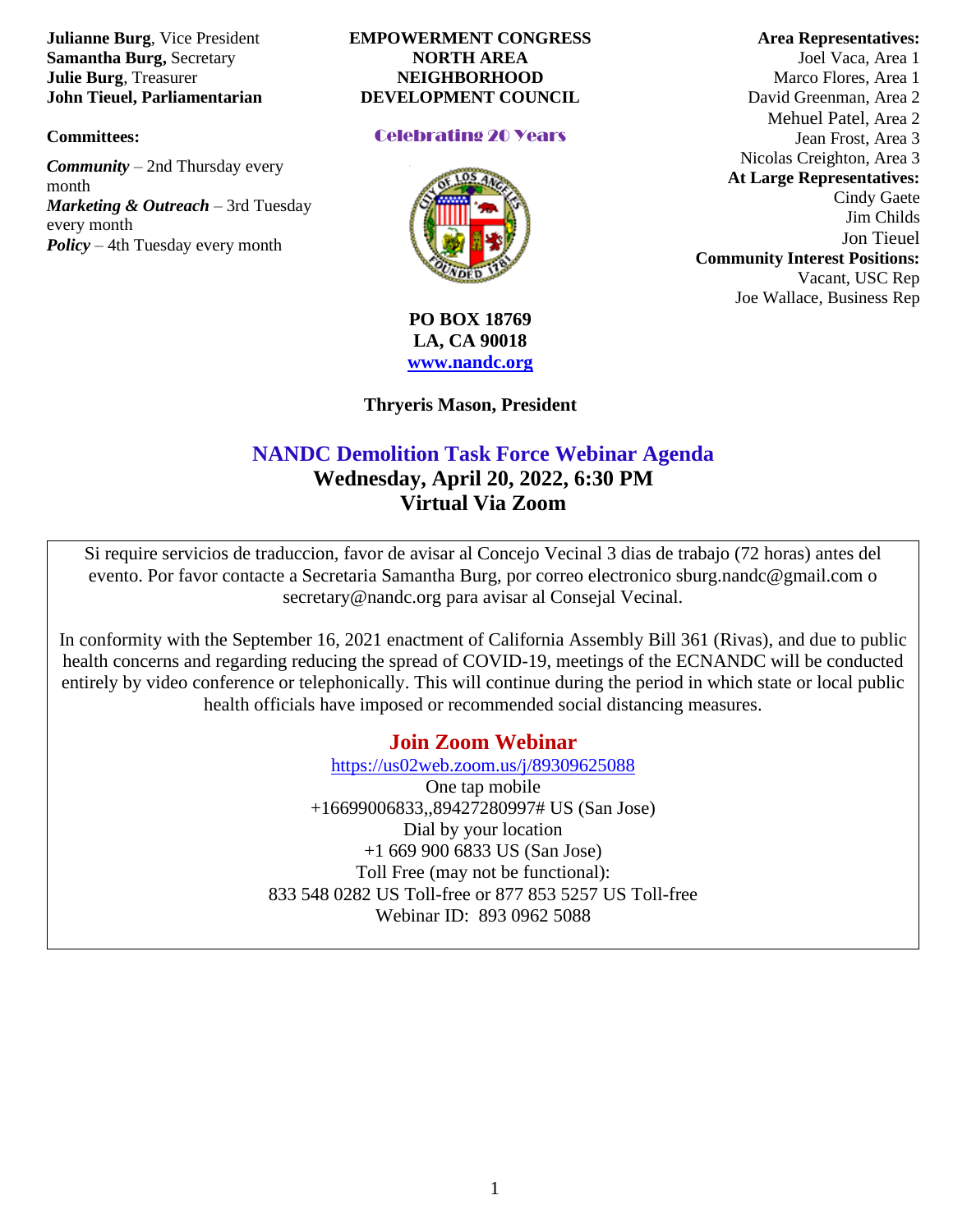**Julianne Burg**, Vice President
**Samantha Burg,** Secretary
**Julie Burg**, Treasurer
**John Tieuel, Parliamentarian**

**Committees:**

***Community*** – 2nd Thursday every month
***Marketing & Outreach*** – 3rd Tuesday every month
***Policy*** – 4th Tuesday every month

**EMPOWERMENT CONGRESS**
**NORTH AREA**
**NEIGHBORHOOD**
**DEVELOPMENT COUNCIL**

Celebrating 20 Years

**PO BOX 18769**
**LA, CA 90018**
**[www.nandc.org](http://www.nandc.org)**

**Thryeris Mason, President**

**Area Representatives:**
Joel Vaca, Area 1
Marco Flores, Area 1
David Greenman, Area 2
Mehuel Patel, Area 2
Jean Frost, Area 3
Nicolas Creighton, Area 3

**At Large Representatives:**
Cindy Gaete
Jim Childs
Jon Tieuel

**Community Interest Positions:**
Vacant, USC Rep
Joe Wallace, Business Rep

# NANDC Demolition Task Force Webinar Agenda
## Wednesday, April 20, 2022, 6:30 PM
## Virtual Via Zoom

Si require servicios de traduccion, favor de avisar al Concejo Vecinal 3 dias de trabajo (72 horas) antes del evento. Por favor contacte a Secretaria Samantha Burg, por correo electronico sburg.nandc@gmail.com o secretary@nandc.org para avisar al Consejal Vecinal.

In conformity with the September 16, 2021 enactment of California Assembly Bill 361 (Rivas), and due to public health concerns and regarding reducing the spread of COVID-19, meetings of the ECNANDC will be conducted entirely by video conference or telephonically. This will continue during the period in which state or local public health officials have imposed or recommended social distancing measures.

### Join Zoom Webinar

https://us02web.zoom.us/j/89309625088
One tap mobile
+16699006833,,89427280997# US (San Jose)
Dial by your location
+1 669 900 6833 US (San Jose)
Toll Free (may not be functional):
833 548 0282 US Toll-free or 877 853 5257 US Toll-free
Webinar ID: 893 0962 5088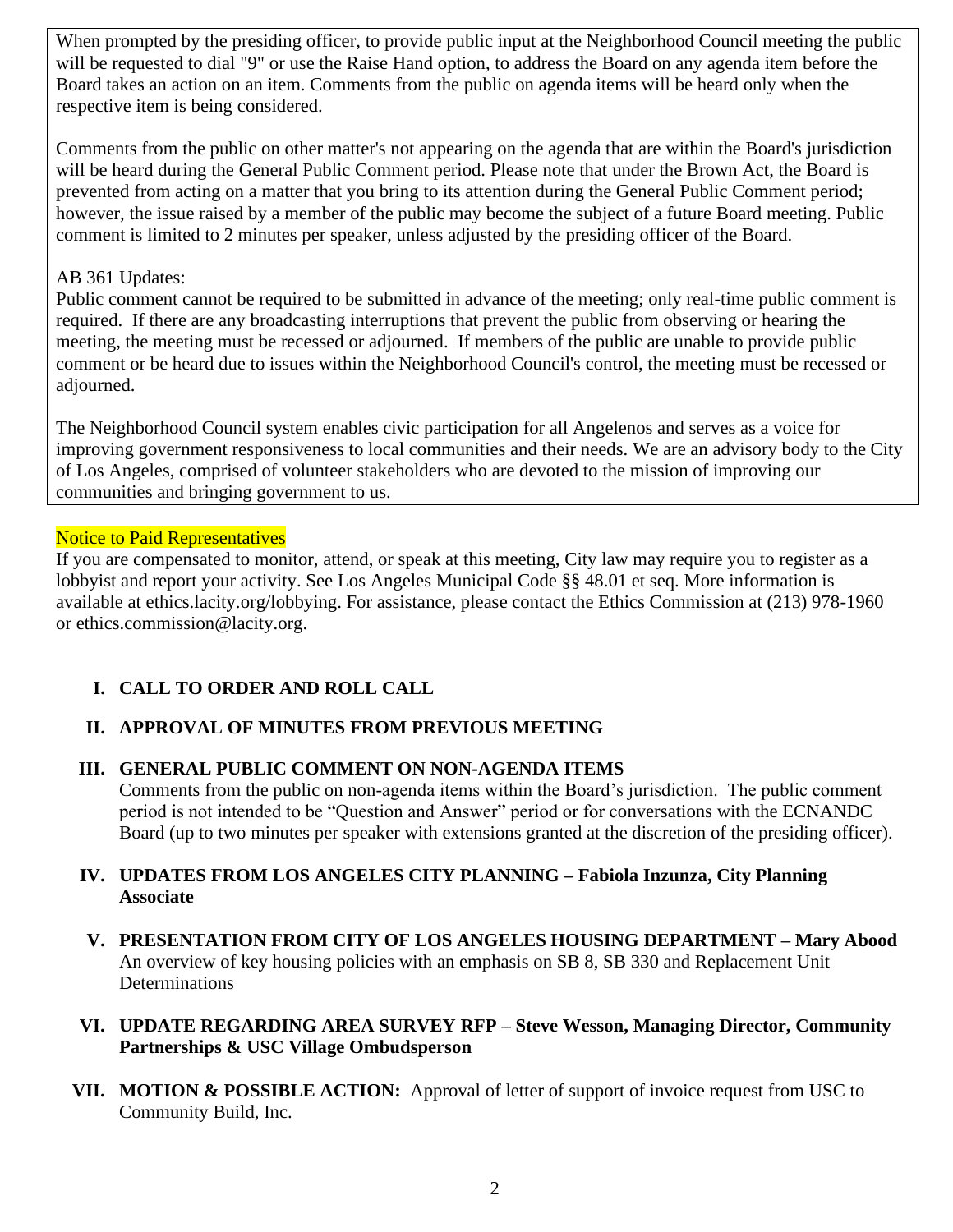When prompted by the presiding officer, to provide public input at the Neighborhood Council meeting the public will be requested to dial "9" or use the Raise Hand option, to address the Board on any agenda item before the Board takes an action on an item. Comments from the public on agenda items will be heard only when the respective item is being considered.

Comments from the public on other matter's not appearing on the agenda that are within the Board's jurisdiction will be heard during the General Public Comment period. Please note that under the Brown Act, the Board is prevented from acting on a matter that you bring to its attention during the General Public Comment period; however, the issue raised by a member of the public may become the subject of a future Board meeting. Public comment is limited to 2 minutes per speaker, unless adjusted by the presiding officer of the Board.

AB 361 Updates:
Public comment cannot be required to be submitted in advance of the meeting; only real-time public comment is required. If there are any broadcasting interruptions that prevent the public from observing or hearing the meeting, the meeting must be recessed or adjourned. If members of the public are unable to provide public comment or be heard due to issues within the Neighborhood Council's control, the meeting must be recessed or adjourned.

The Neighborhood Council system enables civic participation for all Angelenos and serves as a voice for improving government responsiveness to local communities and their needs. We are an advisory body to the City of Los Angeles, comprised of volunteer stakeholders who are devoted to the mission of improving our communities and bringing government to us.

Notice to Paid Representatives

If you are compensated to monitor, attend, or speak at this meeting, City law may require you to register as a lobbyist and report your activity. See Los Angeles Municipal Code §§ 48.01 et seq. More information is available at ethics.lacity.org/lobbying. For assistance, please contact the Ethics Commission at (213) 978-1960 or ethics.commission@lacity.org.

**I. CALL TO ORDER AND ROLL CALL**

**II. APPROVAL OF MINUTES FROM PREVIOUS MEETING**

**III. GENERAL PUBLIC COMMENT ON NON-AGENDA ITEMS**
Comments from the public on non-agenda items within the Board's jurisdiction. The public comment period is not intended to be "Question and Answer" period or for conversations with the ECNANDC Board (up to two minutes per speaker with extensions granted at the discretion of the presiding officer).

**IV. UPDATES FROM LOS ANGELES CITY PLANNING – Fabiola Inzunza, City Planning Associate**

**V. PRESENTATION FROM CITY OF LOS ANGELES HOUSING DEPARTMENT – Mary Abood**
An overview of key housing policies with an emphasis on SB 8, SB 330 and Replacement Unit Determinations

**VI. UPDATE REGARDING AREA SURVEY RFP – Steve Wesson, Managing Director, Community Partnerships & USC Village Ombudsperson**

**VII. MOTION & POSSIBLE ACTION:** Approval of letter of support of invoice request from USC to Community Build, Inc.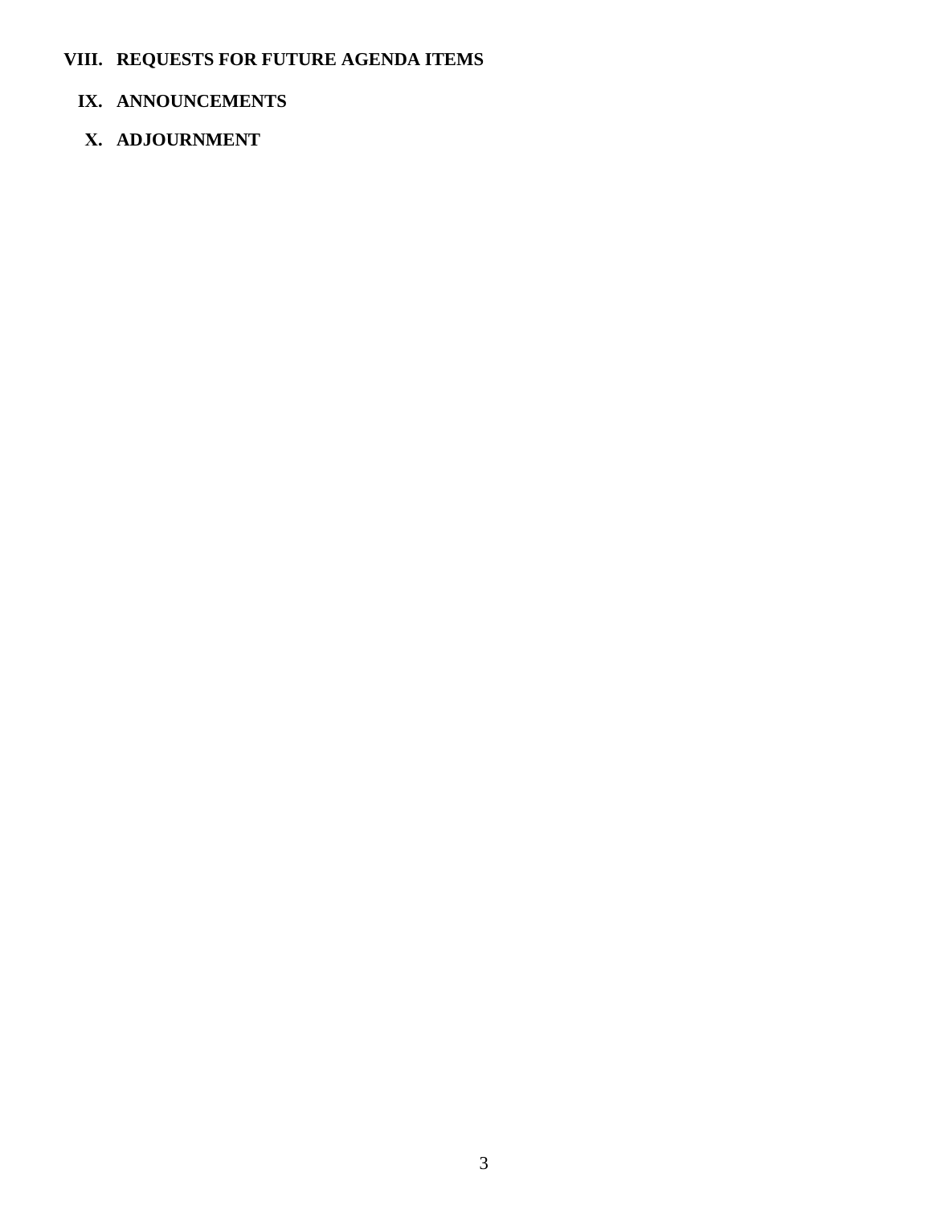## VIII. REQUESTS FOR FUTURE AGENDA ITEMS

## IX. ANNOUNCEMENTS

## X. ADJOURNMENT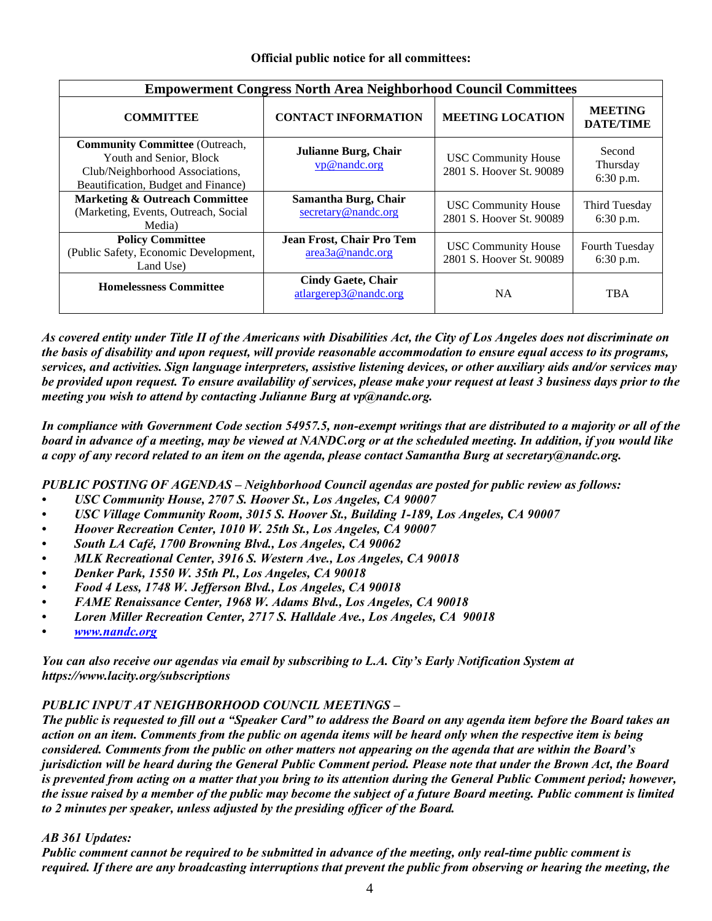**Official public notice for all committees:**

| **Empowerment Congress North Area Neighborhood Council Committees** | | | |
|---|---|---|---|
| **COMMITTEE** | **CONTACT INFORMATION** | **MEETING LOCATION** | **MEETING DATE/TIME** |
| **Community Committee** (Outreach, Youth and Senior, Block Club/Neighborhood Associations, Beautification, Budget and Finance) | **Julianne Burg, Chair** vp@nandc.org | USC Community House 2801 S. Hoover St. 90089 | Second Thursday 6:30 p.m. |
| **Marketing & Outreach Committee** (Marketing, Events, Outreach, Social Media) | **Samantha Burg, Chair** secretary@nandc.org | USC Community House 2801 S. Hoover St. 90089 | Third Tuesday 6:30 p.m. |
| **Policy Committee** (Public Safety, Economic Development, Land Use) | **Jean Frost, Chair Pro Tem** area3a@nandc.org | USC Community House 2801 S. Hoover St. 90089 | Fourth Tuesday 6:30 p.m. |
| **Homelessness Committee** | **Cindy Gaete, Chair** atlargerep3@nandc.org | NA | TBA |

***As covered entity under Title II of the Americans with Disabilities Act, the City of Los Angeles does not discriminate on the basis of disability and upon request, will provide reasonable accommodation to ensure equal access to its programs, services, and activities. Sign language interpreters, assistive listening devices, or other auxiliary aids and/or services may be provided upon request. To ensure availability of services, please make your request at least 3 business days prior to the meeting you wish to attend by contacting Julianne Burg at vp@nandc.org.***

***In compliance with Government Code section 54957.5, non-exempt writings that are distributed to a majority or all of the board in advance of a meeting, may be viewed at NANDC.org or at the scheduled meeting. In addition, if you would like a copy of any record related to an item on the agenda, please contact Samantha Burg at secretary@nandc.org.***

*PUBLIC POSTING OF AGENDAS – Neighborhood Council agendas are posted for public review as follows:*

- ***USC Community House, 2707 S. Hoover St., Los Angeles, CA 90007***
- ***USC Village Community Room, 3015 S. Hoover St., Building 1-189, Los Angeles, CA 90007***
- ***Hoover Recreation Center, 1010 W. 25th St., Los Angeles, CA 90007***
- ***South LA Café, 1700 Browning Blvd., Los Angeles, CA 90062***
- ***MLK Recreational Center, 3916 S. Western Ave., Los Angeles, CA 90018***
- ***Denker Park, 1550 W. 35th Pl., Los Angeles, CA 90018***
- ***Food 4 Less, 1748 W. Jefferson Blvd., Los Angeles, CA 90018***
- ***FAME Renaissance Center, 1968 W. Adams Blvd., Los Angeles, CA 90018***
- ***Loren Miller Recreation Center, 2717 S. Halldale Ave., Los Angeles, CA 90018***
- ***www.nandc.org***

***You can also receive our agendas via email by subscribing to L.A. City's Early Notification System at https://www.lacity.org/subscriptions***

*PUBLIC INPUT AT NEIGHBORHOOD COUNCIL MEETINGS –*

***The public is requested to fill out a "Speaker Card" to address the Board on any agenda item before the Board takes an action on an item. Comments from the public on agenda items will be heard only when the respective item is being considered. Comments from the public on other matters not appearing on the agenda that are within the Board's jurisdiction will be heard during the General Public Comment period. Please note that under the Brown Act, the Board is prevented from acting on a matter that you bring to its attention during the General Public Comment period; however, the issue raised by a member of the public may become the subject of a future Board meeting. Public comment is limited to 2 minutes per speaker, unless adjusted by the presiding officer of the Board.***

*AB 361 Updates:*

***Public comment cannot be required to be submitted in advance of the meeting, only real-time public comment is required. If there are any broadcasting interruptions that prevent the public from observing or hearing the meeting, the***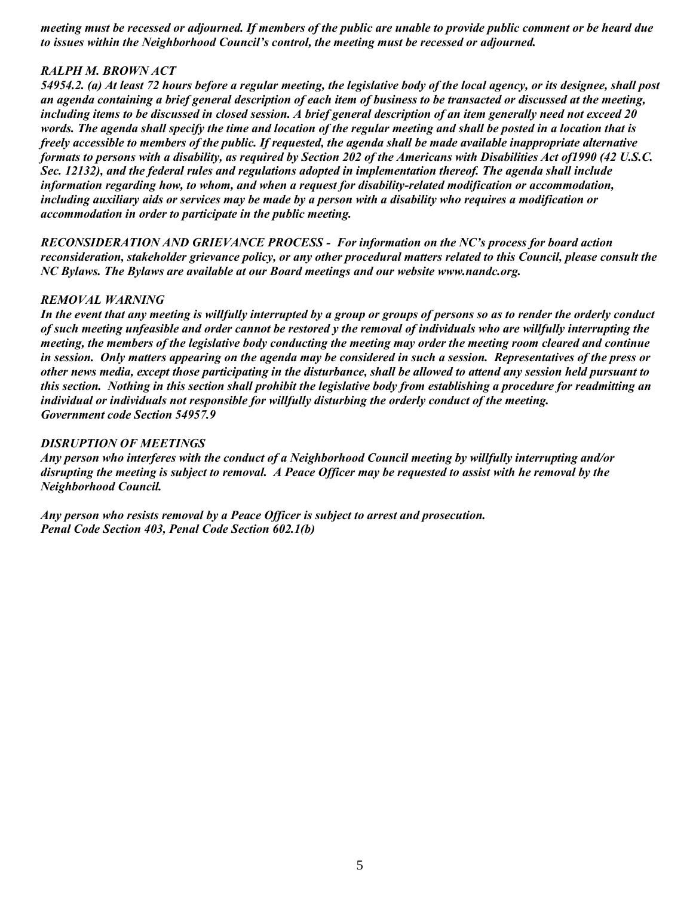***meeting must be recessed or adjourned. If members of the public are unable to provide public comment or be heard due to issues within the Neighborhood Council's control, the meeting must be recessed or adjourned.***

***RALPH M. BROWN ACT***

***54954.2. (a) At least 72 hours before a regular meeting, the legislative body of the local agency, or its designee, shall post an agenda containing a brief general description of each item of business to be transacted or discussed at the meeting, including items to be discussed in closed session. A brief general description of an item generally need not exceed 20 words. The agenda shall specify the time and location of the regular meeting and shall be posted in a location that is freely accessible to members of the public. If requested, the agenda shall be made available inappropriate alternative formats to persons with a disability, as required by Section 202 of the Americans with Disabilities Act of1990 (42 U.S.C. Sec. 12132), and the federal rules and regulations adopted in implementation thereof. The agenda shall include information regarding how, to whom, and when a request for disability-related modification or accommodation, including auxiliary aids or services may be made by a person with a disability who requires a modification or accommodation in order to participate in the public meeting.***

***RECONSIDERATION AND GRIEVANCE PROCESS - For information on the NC's process for board action reconsideration, stakeholder grievance policy, or any other procedural matters related to this Council, please consult the NC Bylaws. The Bylaws are available at our Board meetings and our website www.nandc.org.***

***REMOVAL WARNING***

***In the event that any meeting is willfully interrupted by a group or groups of persons so as to render the orderly conduct of such meeting unfeasible and order cannot be restored y the removal of individuals who are willfully interrupting the meeting, the members of the legislative body conducting the meeting may order the meeting room cleared and continue in session. Only matters appearing on the agenda may be considered in such a session. Representatives of the press or other news media, except those participating in the disturbance, shall be allowed to attend any session held pursuant to this section. Nothing in this section shall prohibit the legislative body from establishing a procedure for readmitting an individual or individuals not responsible for willfully disturbing the orderly conduct of the meeting.***
***Government code Section 54957.9***

***DISRUPTION OF MEETINGS***

***Any person who interferes with the conduct of a Neighborhood Council meeting by willfully interrupting and/or disrupting the meeting is subject to removal. A Peace Officer may be requested to assist with he removal by the Neighborhood Council.***

***Any person who resists removal by a Peace Officer is subject to arrest and prosecution.***
***Penal Code Section 403, Penal Code Section 602.1(b)***